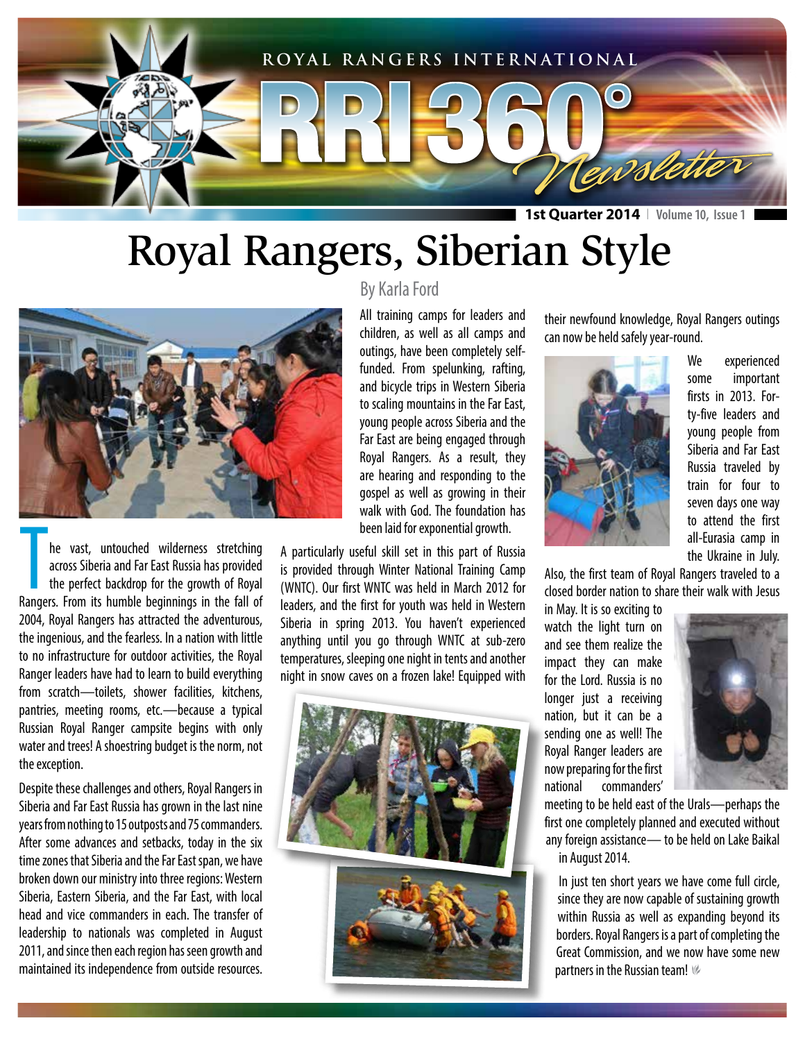# Royal Rangers, Siberian Style

By Karla Ford

The vast, untouched wilderness stretching across Siberia and Far East Russia has provided the perfect backdrop for the growth of Royal Rangers. From its humble beginnings in the fall of 2004, Royal Rangers has attracted the adventurous, the ingenious, and the fearless. In a nation with little to no infrastructure for outdoor activities, the Royal Ranger leaders have had to learn to build everything from scratch—toilets, shower facilities, kitchens, pantries, meeting rooms, etc.—because a typical Russian Royal Ranger campsite begins with only water and trees! A shoestring budget is the norm, not the exception.

Despite these challenges and others, Royal Rangers in Siberia and Far East Russia has grown in the last nine years from nothing to 15 outposts and 75 commanders. After some advances and setbacks, today in the six time zones that Siberia and the Far East span, we have broken down our ministry into three regions: Western Siberia, Eastern Siberia, and the Far East, with local head and vice commanders in each. The transfer of leadership to nationals was completed in August 2011, and since then each region has seen growth and maintained its independence from outside resources.

All training camps for leaders and children, as well as all camps and outings, have been completely self-funded. From spelunking, rafting, and bicycle trips in Western Siberia to scaling mountains in the Far East, young people across Siberia and the Far East are being engaged through Royal Rangers. As a result, they are hearing and responding to the gospel as well as growing in their walk with God. The foundation has been laid for exponential growth.

A particularly useful skill set in this part of Russia is provided through Winter National Training Camp (WNTC). Our first WNTC was held in March 2012 for leaders, and the first for youth was held in Western Siberia in spring 2013. You haven't experienced anything until you go through WNTC at sub-zero temperatures, sleeping one night in tents and another night in snow caves on a frozen lake! Equipped with their newfound knowledge, Royal Rangers outings can now be held safely year-round.

We experienced some important firsts in 2013. Forty-five leaders and young people from Siberia and Far East Russia traveled by train for four to seven days one way to attend the first all-Eurasia camp in the Ukraine in July. Also, the first team of Royal Rangers traveled to a closed border nation to share their walk with Jesus in May. It is so exciting to watch the light turn on and see them realize the impact they can make for the Lord. Russia is no longer just a receiving nation, but it can be a sending one as well! The Royal Ranger leaders are now preparing for the first national commanders' meeting to be held east of the Urals—perhaps the first one completely planned and executed without any foreign assistance— to be held on Lake Baikal in August 2014.

In just ten short years we have come full circle, since they are now capable of sustaining growth within Russia as well as expanding beyond its borders. Royal Rangers is a part of completing the Great Commission, and we now have some new partners in the Russian team!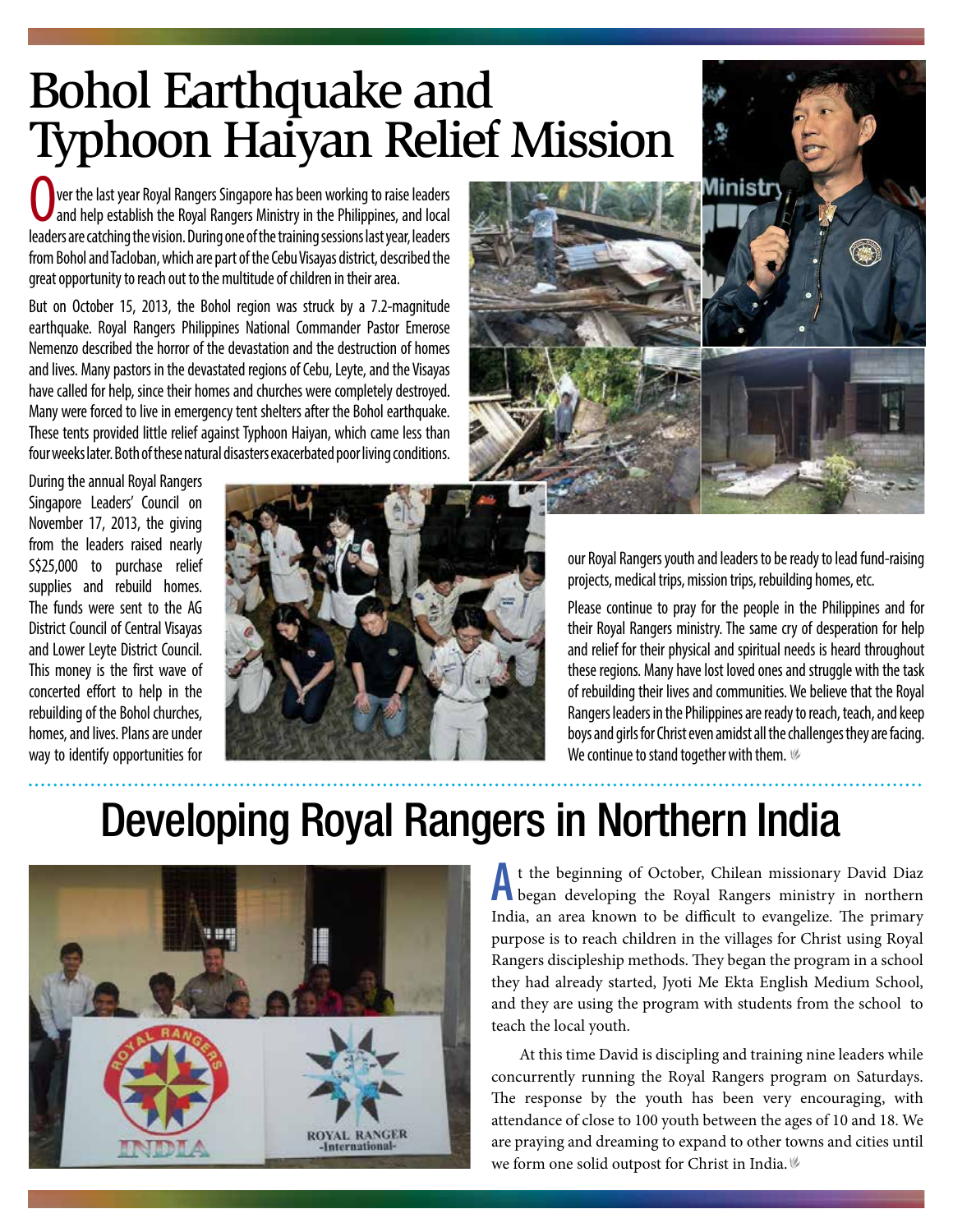# Bohol Earthquake and Typhoon Haiyan Relief Mission

Over the last year Royal Rangers Singapore has been working to raise leaders and help establish the Royal Rangers Ministry in the Philippines, and local leaders are catching the vision. During one of the training sessions last year, leaders from Bohol and Tacloban, which are part of the Cebu Visayas district, described the great opportunity to reach out to the multitude of children in their area.

But on October 15, 2013, the Bohol region was struck by a 7.2-magnitude earthquake. Royal Rangers Philippines National Commander Pastor Emerose Nemenzo described the horror of the devastation and the destruction of homes and lives. Many pastors in the devastated regions of Cebu, Leyte, and the Visayas have called for help, since their homes and churches were completely destroyed. Many were forced to live in emergency tent shelters after the Bohol earthquake. These tents provided little relief against Typhoon Haiyan, which came less than four weeks later. Both of these natural disasters exacerbated poor living conditions.

During the annual Royal Rangers Singapore Leaders' Council on November 17, 2013, the giving from the leaders raised nearly S$25,000 to purchase relief supplies and rebuild homes. The funds were sent to the AG District Council of Central Visayas and Lower Leyte District Council. This money is the first wave of concerted effort to help in the rebuilding of the Bohol churches, homes, and lives. Plans are under way to identify opportunities for our Royal Rangers youth and leaders to be ready to lead fund-raising projects, medical trips, mission trips, rebuilding homes, etc.

Please continue to pray for the people in the Philippines and for their Royal Rangers ministry. The same cry of desperation for help and relief for their physical and spiritual needs is heard throughout these regions. Many have lost loved ones and struggle with the task of rebuilding their lives and communities. We believe that the Royal Rangers leaders in the Philippines are ready to reach, teach, and keep boys and girls for Christ even amidst all the challenges they are facing. We continue to stand together with them.

# Developing Royal Rangers in Northern India

At the beginning of October, Chilean missionary David Diaz began developing the Royal Rangers ministry in northern India, an area known to be difficult to evangelize. The primary purpose is to reach children in the villages for Christ using Royal Rangers discipleship methods. They began the program in a school they had already started, Jyoti Me Ekta English Medium School, and they are using the program with students from the school to teach the local youth.

At this time David is discipling and training nine leaders while concurrently running the Royal Rangers program on Saturdays. The response by the youth has been very encouraging, with attendance of close to 100 youth between the ages of 10 and 18. We are praying and dreaming to expand to other towns and cities until we form one solid outpost for Christ in India.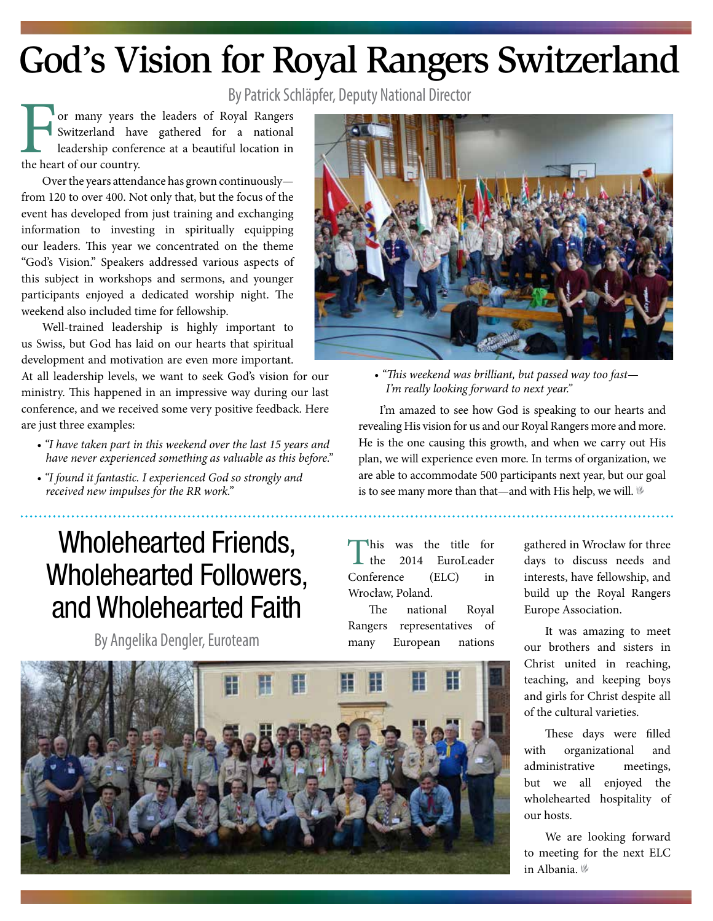# God's Vision for Royal Rangers Switzerland

By Patrick Schläpfer, Deputy National Director

For many years the leaders of Royal Rangers Switzerland have gathered for a national leadership conference at a beautiful location in the heart of our country.

Over the years attendance has grown continuously—from 120 to over 400. Not only that, but the focus of the event has developed from just training and exchanging information to investing in spiritually equipping our leaders. This year we concentrated on the theme "God's Vision." Speakers addressed various aspects of this subject in workshops and sermons, and younger participants enjoyed a dedicated worship night. The weekend also included time for fellowship.

Well-trained leadership is highly important to us Swiss, but God has laid on our hearts that spiritual development and motivation are even more important. At all leadership levels, we want to seek God's vision for our ministry. This happened in an impressive way during our last conference, and we received some very positive feedback. Here are just three examples:

- *"I have taken part in this weekend over the last 15 years and have never experienced something as valuable as this before."*
- *"I found it fantastic. I experienced God so strongly and received new impulses for the RR work."*
- *"This weekend was brilliant, but passed way too fast—I'm really looking forward to next year."*

I'm amazed to see how God is speaking to our hearts and revealing His vision for us and our Royal Rangers more and more. He is the one causing this growth, and when we carry out His plan, we will experience even more. In terms of organization, we are able to accommodate 500 participants next year, but our goal is to see many more than that—and with His help, we will.

# Wholehearted Friends, Wholehearted Followers, and Wholehearted Faith

By Angelika Dengler, Euroteam

This was the title for the 2014 EuroLeader Conference (ELC) in Wrocław, Poland.

The national Royal Rangers representatives of many European nations gathered in Wrocław for three days to discuss needs and interests, have fellowship, and build up the Royal Rangers Europe Association.

It was amazing to meet our brothers and sisters in Christ united in reaching, teaching, and keeping boys and girls for Christ despite all of the cultural varieties.

These days were filled with organizational and administrative meetings, but we all enjoyed the wholehearted hospitality of our hosts.

We are looking forward to meeting for the next ELC in Albania.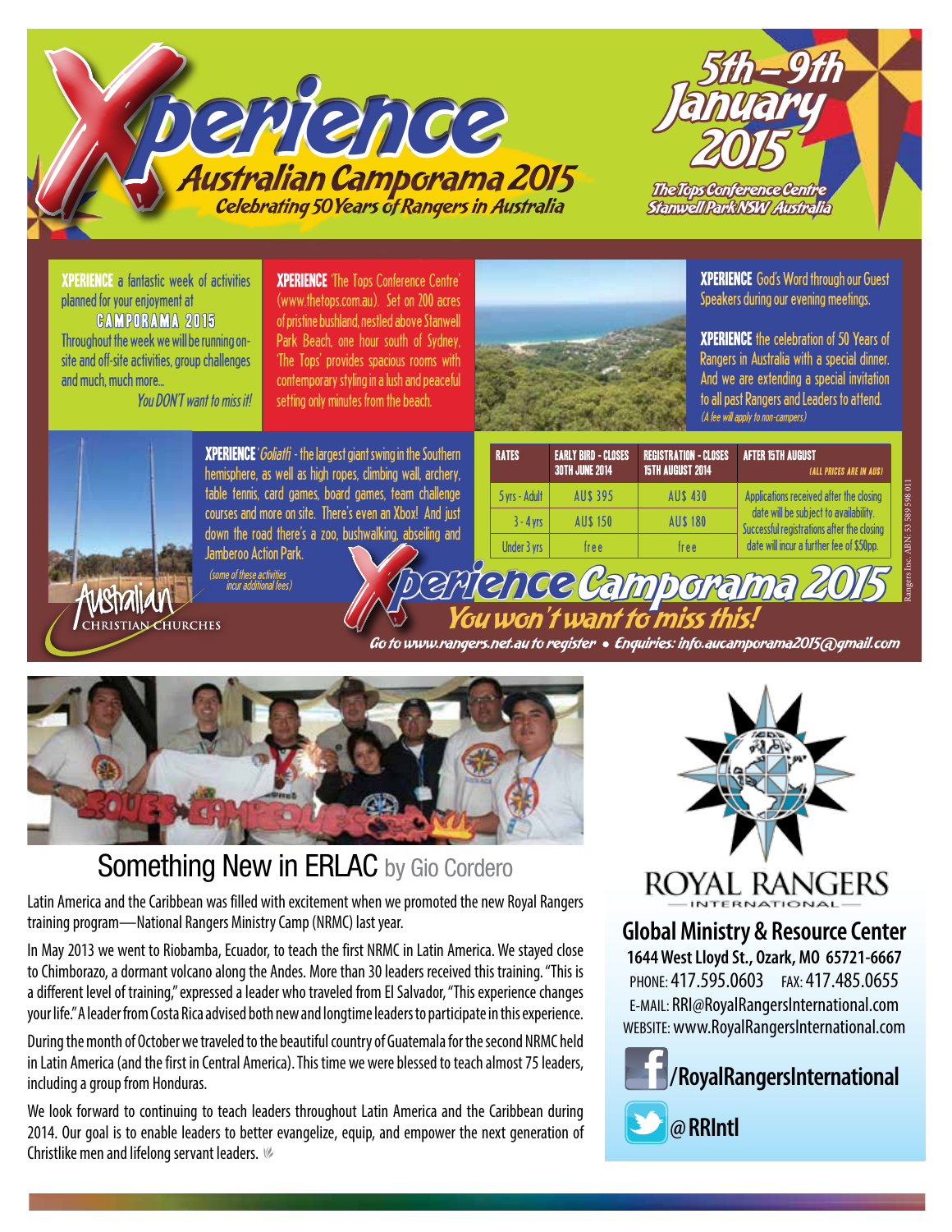# Xperience

## Australian Camporama 2015

### Celebrating 50 Years of Rangers in Australia

**5th – 9th January 2015**

*The Tops Conference Centre Stanwell Park NSW Australia*

**XPERIENCE** a fantastic week of activities planned for your enjoyment at **CAMPORAMA 2015** Throughout the week we will be running on-site and off-site activities, group challenges and much, much more... *You DON'T want to miss it!*

**XPERIENCE** 'The Tops Conference Centre' (www.thetops.com.au). Set on 200 acres of pristine bushland, nestled above Stanwell Park Beach, one hour south of Sydney, 'The Tops' provides spacious rooms with contemporary styling in a lush and peaceful setting only minutes from the beach.

**XPERIENCE** God's Word through our Guest Speakers during our evening meetings.

**XPERIENCE** the celebration of 50 Years of Rangers in Australia with a special dinner. And we are extending a special invitation to all past Rangers and Leaders to attend. *(A fee will apply to non-campers)*

**XPERIENCE** *'Goliath'* - the largest giant swing in the Southern hemisphere, as well as high ropes, climbing wall, archery, table tennis, card games, board games, team challenge courses and more on site. There's even an Xbox! And just down the road there's a zoo, bushwalking, abseiling and Jamberoo Action Park.

*(some of these activities incur additional fees)*

| RATES | EARLY BIRD - CLOSES 30TH JUNE 2014 | REGISTRATION - CLOSES 15TH AUGUST 2014 | AFTER 15TH AUGUST *(ALL PRICES ARE IN AUS)* |
|---|---|---|---|
| 5 yrs - Adult | AU$ 395 | AU$ 430 | Applications received after the closing date will be subject to availability. Successful registrations after the closing date will incur a further fee of $50pp. |
| 3 - 4 yrs | AU$ 150 | AU$ 180 | |
| Under 3 yrs | free | free | |

Australian Christian Churches

**Xperience Camporama 2015**

*You won't want to miss this!*

*Go to www.rangers.net.au to register • Enquiries: info.aucamporama2015@gmail.com*

Rangers Inc. ABN: 53 589 598 011

## Something New in ERLAC by Gio Cordero

Latin America and the Caribbean was filled with excitement when we promoted the new Royal Rangers training program—National Rangers Ministry Camp (NRMC) last year.

In May 2013 we went to Riobamba, Ecuador, to teach the first NRMC in Latin America. We stayed close to Chimborazo, a dormant volcano along the Andes. More than 30 leaders received this training. "This is a different level of training," expressed a leader who traveled from El Salvador, "This experience changes your life." A leader from Costa Rica advised both new and longtime leaders to participate in this experience.

During the month of October we traveled to the beautiful country of Guatemala for the second NRMC held in Latin America (and the first in Central America). This time we were blessed to teach almost 75 leaders, including a group from Honduras.

We look forward to continuing to teach leaders throughout Latin America and the Caribbean during 2014. Our goal is to enable leaders to better evangelize, equip, and empower the next generation of Christlike men and lifelong servant leaders.

ROYAL RANGERS INTERNATIONAL

**Global Ministry & Resource Center**

**1644 West Lloyd St., Ozark, MO 65721-6667**

PHONE: 417.595.0603 FAX: 417.485.0655

E-MAIL: RRI@RoyalRangersInternational.com

WEBSITE: www.RoyalRangersInternational.com

**/RoyalRangersInternational**

**@RRIntl**